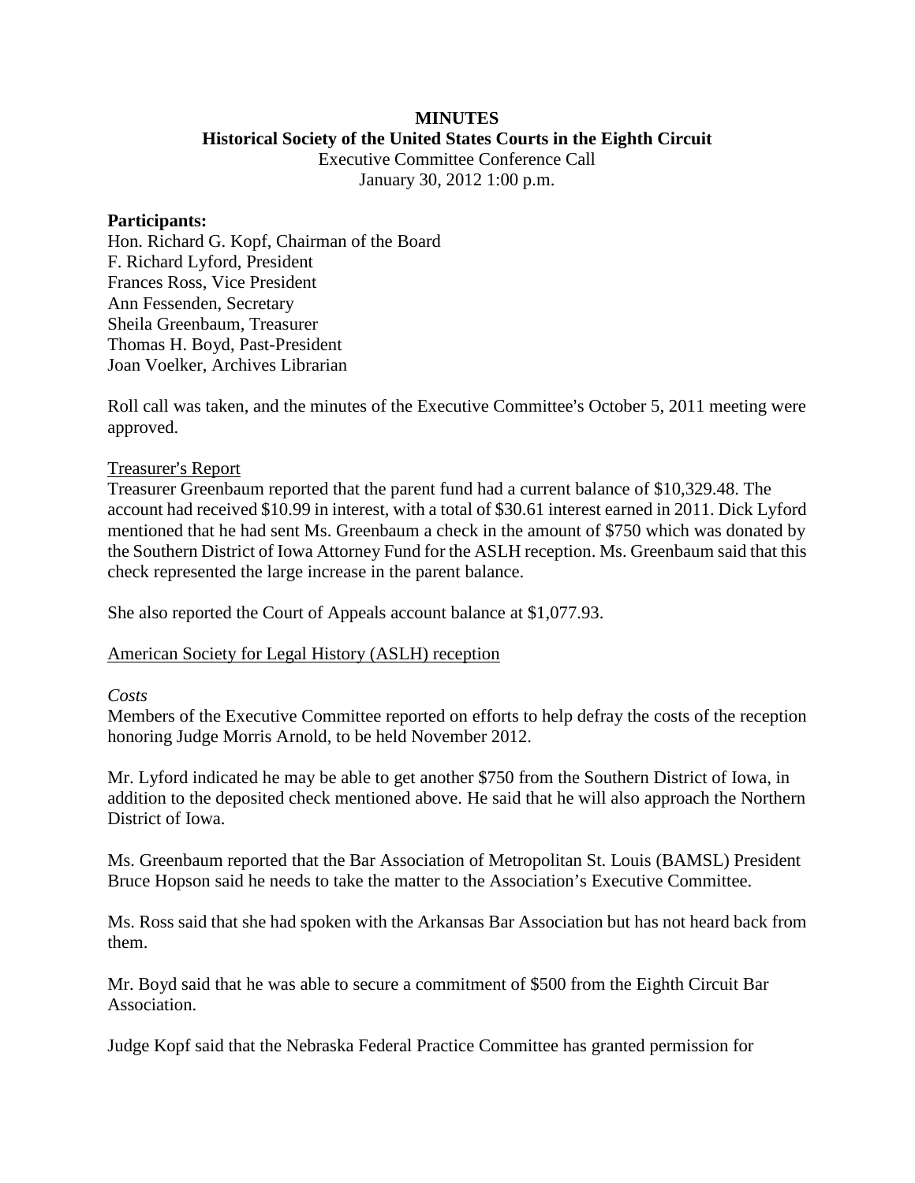**MINUTES**

**Historical Society of the United States Courts in the Eighth Circuit**

Executive Committee Conference Call

January 30, 2012 1:00 p.m.

**Participants:**

Hon. Richard G. Kopf, Chairman of the Board
F. Richard Lyford, President
Frances Ross, Vice President
Ann Fessenden, Secretary
Sheila Greenbaum, Treasurer
Thomas H. Boyd, Past-President
Joan Voelker, Archives Librarian

Roll call was taken, and the minutes of the Executive Committee's October 5, 2011 meeting were approved.

Treasurer's Report

Treasurer Greenbaum reported that the parent fund had a current balance of $10,329.48. The account had received $10.99 in interest, with a total of $30.61 interest earned in 2011. Dick Lyford mentioned that he had sent Ms. Greenbaum a check in the amount of $750 which was donated by the Southern District of Iowa Attorney Fund for the ASLH reception. Ms. Greenbaum said that this check represented the large increase in the parent balance.

She also reported the Court of Appeals account balance at $1,077.93.

American Society for Legal History (ASLH) reception

*Costs*

Members of the Executive Committee reported on efforts to help defray the costs of the reception honoring Judge Morris Arnold, to be held November 2012.

Mr. Lyford indicated he may be able to get another $750 from the Southern District of Iowa, in addition to the deposited check mentioned above. He said that he will also approach the Northern District of Iowa.

Ms. Greenbaum reported that the Bar Association of Metropolitan St. Louis (BAMSL) President Bruce Hopson said he needs to take the matter to the Association's Executive Committee.

Ms. Ross said that she had spoken with the Arkansas Bar Association but has not heard back from them.

Mr. Boyd said that he was able to secure a commitment of $500 from the Eighth Circuit Bar Association.

Judge Kopf said that the Nebraska Federal Practice Committee has granted permission for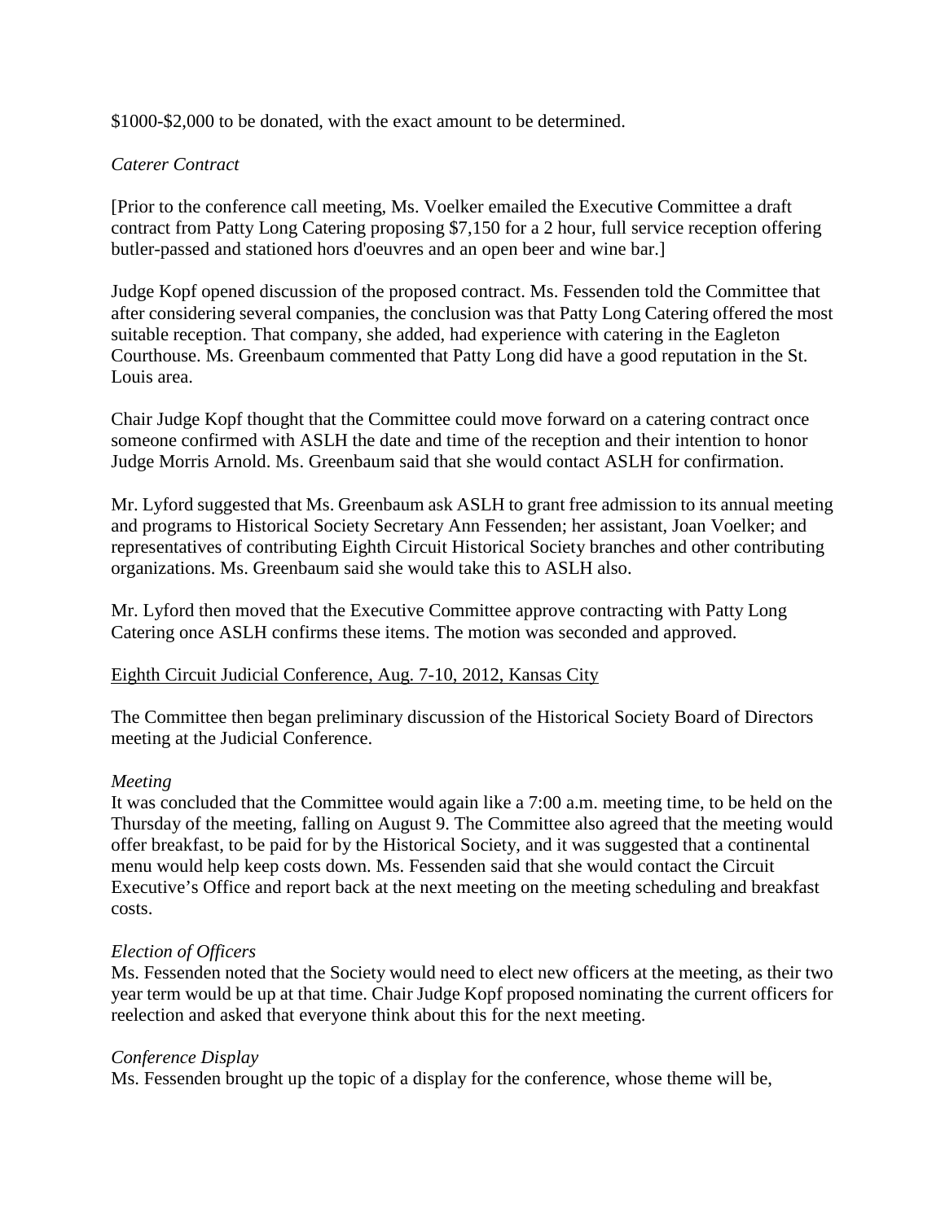$1000-$2,000 to be donated, with the exact amount to be determined.

*Caterer Contract*

[Prior to the conference call meeting, Ms. Voelker emailed the Executive Committee a draft contract from Patty Long Catering proposing $7,150 for a 2 hour, full service reception offering butler-passed and stationed hors d'oeuvres and an open beer and wine bar.]

Judge Kopf opened discussion of the proposed contract. Ms. Fessenden told the Committee that after considering several companies, the conclusion was that Patty Long Catering offered the most suitable reception. That company, she added, had experience with catering in the Eagleton Courthouse. Ms. Greenbaum commented that Patty Long did have a good reputation in the St. Louis area.

Chair Judge Kopf thought that the Committee could move forward on a catering contract once someone confirmed with ASLH the date and time of the reception and their intention to honor Judge Morris Arnold. Ms. Greenbaum said that she would contact ASLH for confirmation.

Mr. Lyford suggested that Ms. Greenbaum ask ASLH to grant free admission to its annual meeting and programs to Historical Society Secretary Ann Fessenden; her assistant, Joan Voelker; and representatives of contributing Eighth Circuit Historical Society branches and other contributing organizations. Ms. Greenbaum said she would take this to ASLH also.

Mr. Lyford then moved that the Executive Committee approve contracting with Patty Long Catering once ASLH confirms these items. The motion was seconded and approved.

<u>Eighth Circuit Judicial Conference, Aug. 7-10, 2012, Kansas City</u>

The Committee then began preliminary discussion of the Historical Society Board of Directors meeting at the Judicial Conference.

*Meeting*

It was concluded that the Committee would again like a 7:00 a.m. meeting time, to be held on the Thursday of the meeting, falling on August 9. The Committee also agreed that the meeting would offer breakfast, to be paid for by the Historical Society, and it was suggested that a continental menu would help keep costs down. Ms. Fessenden said that she would contact the Circuit Executive's Office and report back at the next meeting on the meeting scheduling and breakfast costs.

*Election of Officers*

Ms. Fessenden noted that the Society would need to elect new officers at the meeting, as their two year term would be up at that time. Chair Judge Kopf proposed nominating the current officers for reelection and asked that everyone think about this for the next meeting.

*Conference Display*

Ms. Fessenden brought up the topic of a display for the conference, whose theme will be,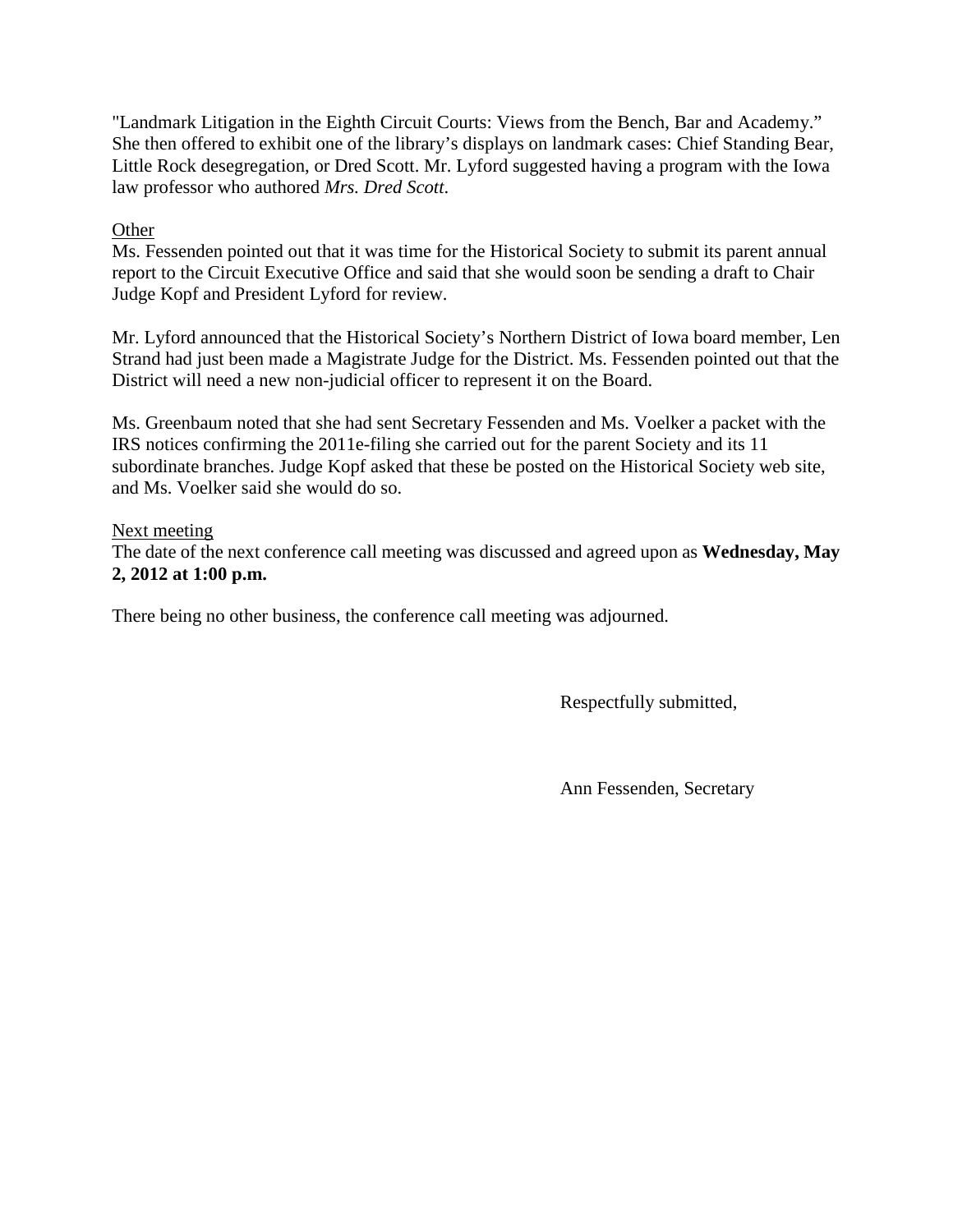"Landmark Litigation in the Eighth Circuit Courts: Views from the Bench, Bar and Academy." She then offered to exhibit one of the library's displays on landmark cases: Chief Standing Bear, Little Rock desegregation, or Dred Scott. Mr. Lyford suggested having a program with the Iowa law professor who authored *Mrs. Dred Scott*.

<u>Other</u>
Ms. Fessenden pointed out that it was time for the Historical Society to submit its parent annual report to the Circuit Executive Office and said that she would soon be sending a draft to Chair Judge Kopf and President Lyford for review.

Mr. Lyford announced that the Historical Society's Northern District of Iowa board member, Len Strand had just been made a Magistrate Judge for the District. Ms. Fessenden pointed out that the District will need a new non-judicial officer to represent it on the Board.

Ms. Greenbaum noted that she had sent Secretary Fessenden and Ms. Voelker a packet with the IRS notices confirming the 2011e-filing she carried out for the parent Society and its 11 subordinate branches. Judge Kopf asked that these be posted on the Historical Society web site, and Ms. Voelker said she would do so.

<u>Next meeting</u>
The date of the next conference call meeting was discussed and agreed upon as **Wednesday, May 2, 2012 at 1:00 p.m.**

There being no other business, the conference call meeting was adjourned.

Respectfully submitted,

Ann Fessenden, Secretary